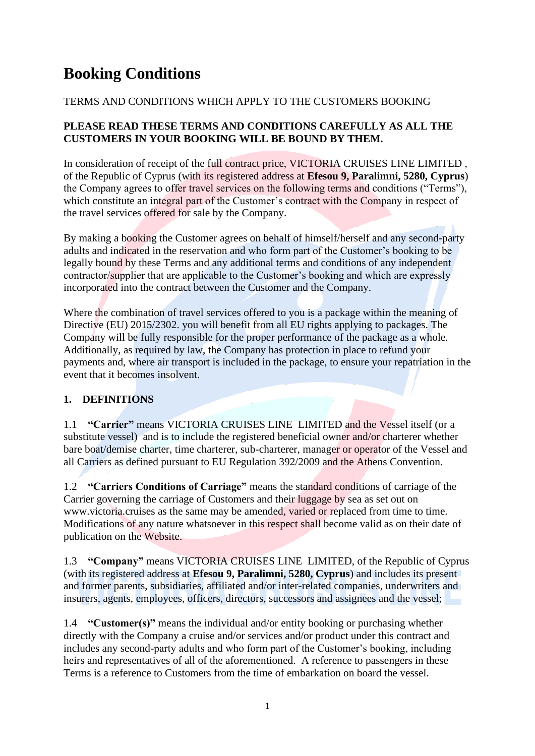# Booking Conditions

TERMS AND CONDITIONS WHICH APPLY TO THE CUSTOMERS BOOKING

**PLEASE READ THESE TERMS AND CONDITIONS CAREFULLY AS ALL THE CUSTOMERS IN YOUR BOOKING WILL BE BOUND BY THEM.**

In consideration of receipt of the full contract price, VICTORIA CRUISES LINE LIMITED , of the Republic of Cyprus (with its registered address at **Efesou 9, Paralimni, 5280, Cyprus**) the Company agrees to offer travel services on the following terms and conditions ("Terms"), which constitute an integral part of the Customer's contract with the Company in respect of the travel services offered for sale by the Company.

By making a booking the Customer agrees on behalf of himself/herself and any second-party adults and indicated in the reservation and who form part of the Customer's booking to be legally bound by these Terms and any additional terms and conditions of any independent contractor/supplier that are applicable to the Customer's booking and which are expressly incorporated into the contract between the Customer and the Company.

Where the combination of travel services offered to you is a package within the meaning of Directive (EU) 2015/2302. you will benefit from all EU rights applying to packages. The Company will be fully responsible for the proper performance of the package as a whole. Additionally, as required by law, the Company has protection in place to refund your payments and, where air transport is included in the package, to ensure your repatriation in the event that it becomes insolvent.

## 1. DEFINITIONS

1.1 **"Carrier"** means VICTORIA CRUISES LINE LIMITED and the Vessel itself (or a substitute vessel) and is to include the registered beneficial owner and/or charterer whether bare boat/demise charter, time charterer, sub-charterer, manager or operator of the Vessel and all Carriers as defined pursuant to EU Regulation 392/2009 and the Athens Convention.

1.2 **"Carriers Conditions of Carriage"** means the standard conditions of carriage of the Carrier governing the carriage of Customers and their luggage by sea as set out on www.victoria.cruises as the same may be amended, varied or replaced from time to time. Modifications of any nature whatsoever in this respect shall become valid as on their date of publication on the Website.

1.3 **"Company"** means VICTORIA CRUISES LINE LIMITED, of the Republic of Cyprus (with its registered address at **Efesou 9, Paralimni, 5280, Cyprus**) and includes its present and former parents, subsidiaries, affiliated and/or inter-related companies, underwriters and insurers, agents, employees, officers, directors, successors and assignees and the vessel;

1.4 **"Customer(s)"** means the individual and/or entity booking or purchasing whether directly with the Company a cruise and/or services and/or product under this contract and includes any second-party adults and who form part of the Customer's booking, including heirs and representatives of all of the aforementioned. A reference to passengers in these Terms is a reference to Customers from the time of embarkation on board the vessel.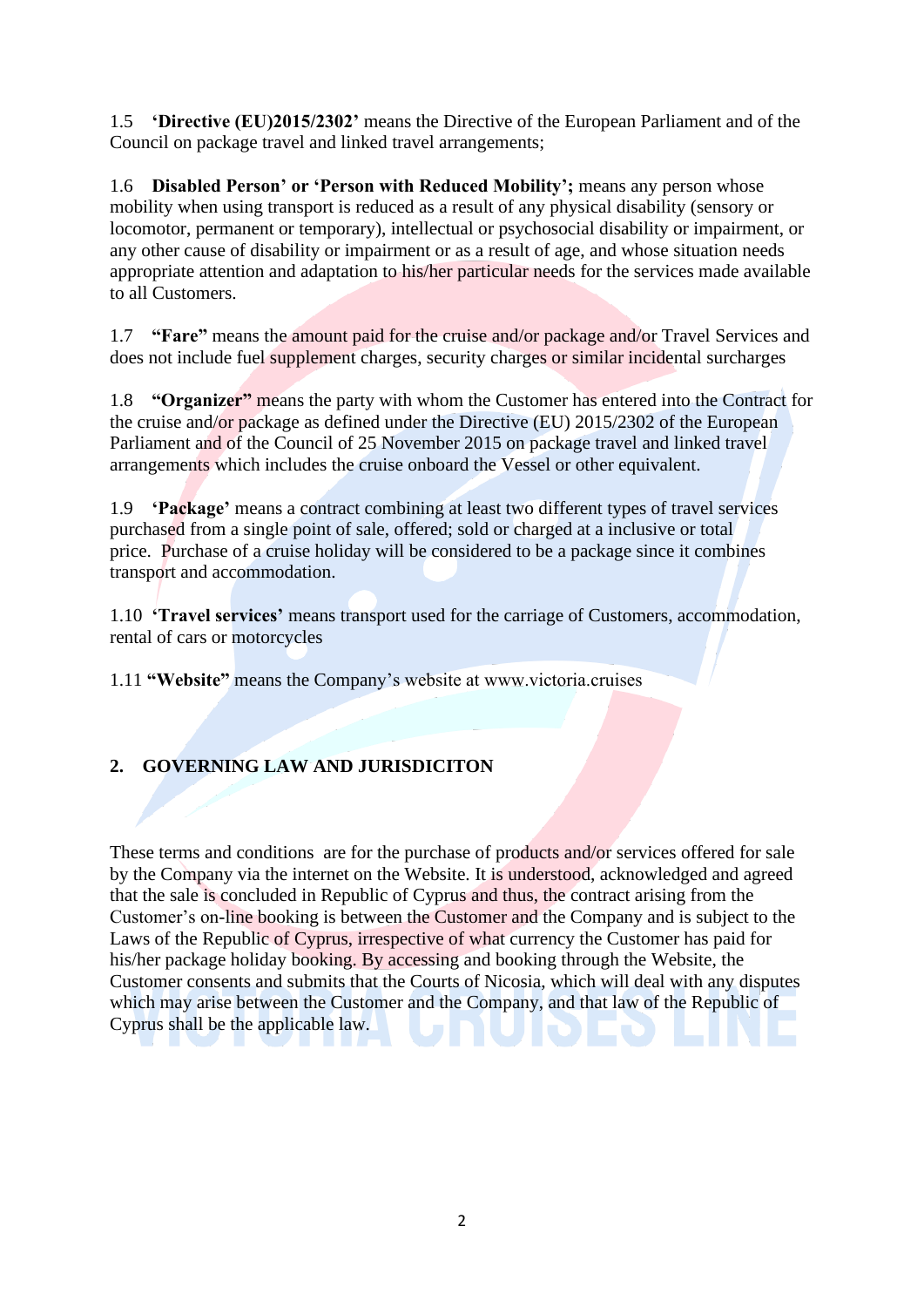1.5 **'Directive (EU)2015/2302'** means the Directive of the European Parliament and of the Council on package travel and linked travel arrangements;

1.6 **Disabled Person' or 'Person with Reduced Mobility';** means any person whose mobility when using transport is reduced as a result of any physical disability (sensory or locomotor, permanent or temporary), intellectual or psychosocial disability or impairment, or any other cause of disability or impairment or as a result of age, and whose situation needs appropriate attention and adaptation to his/her particular needs for the services made available to all Customers.

1.7 **"Fare"** means the amount paid for the cruise and/or package and/or Travel Services and does not include fuel supplement charges, security charges or similar incidental surcharges

1.8 **"Organizer"** means the party with whom the Customer has entered into the Contract for the cruise and/or package as defined under the Directive (EU) 2015/2302 of the European Parliament and of the Council of 25 November 2015 on package travel and linked travel arrangements which includes the cruise onboard the Vessel or other equivalent.

1.9 **'Package'** means a contract combining at least two different types of travel services purchased from a single point of sale, offered; sold or charged at a inclusive or total price. Purchase of a cruise holiday will be considered to be a package since it combines transport and accommodation.

1.10 **'Travel services'** means transport used for the carriage of Customers, accommodation, rental of cars or motorcycles

1.11 **"Website"** means the Company's website at www.victoria.cruises

## 2. GOVERNING LAW AND JURISDICITON

These terms and conditions are for the purchase of products and/or services offered for sale by the Company via the internet on the Website. It is understood, acknowledged and agreed that the sale is concluded in Republic of Cyprus and thus, the contract arising from the Customer's on-line booking is between the Customer and the Company and is subject to the Laws of the Republic of Cyprus, irrespective of what currency the Customer has paid for his/her package holiday booking. By accessing and booking through the Website, the Customer consents and submits that the Courts of Nicosia, which will deal with any disputes which may arise between the Customer and the Company, and that law of the Republic of Cyprus shall be the applicable law.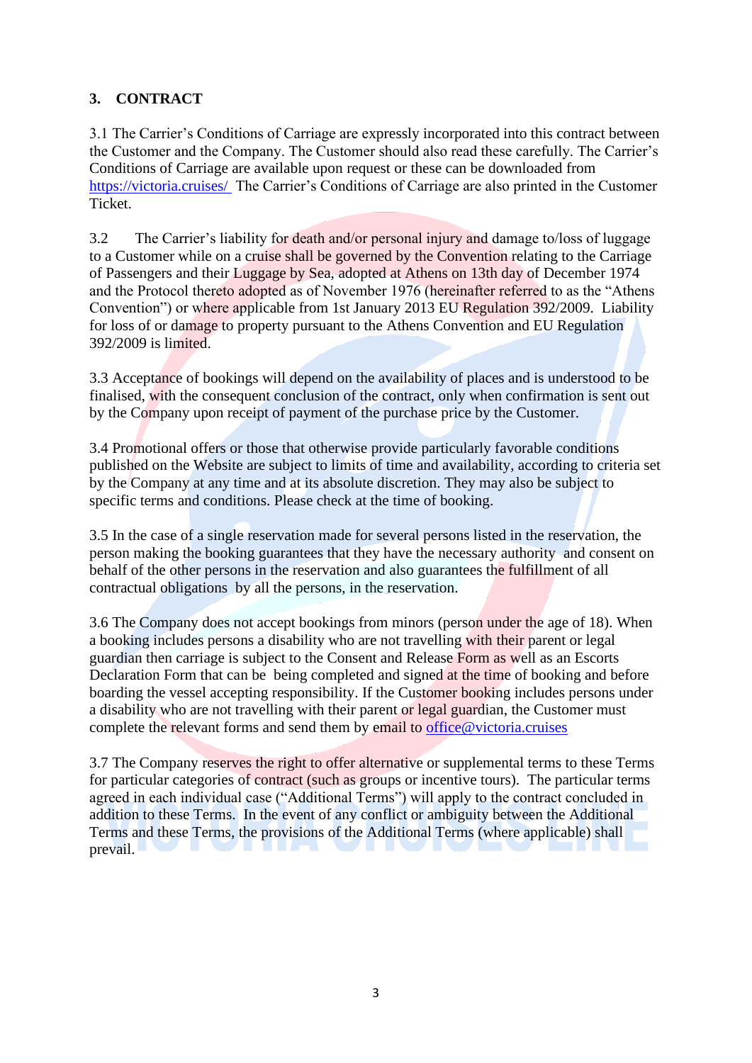## 3. CONTRACT

3.1 The Carrier's Conditions of Carriage are expressly incorporated into this contract between the Customer and the Company. The Customer should also read these carefully. The Carrier's Conditions of Carriage are available upon request or these can be downloaded from https://victoria.cruises/ The Carrier's Conditions of Carriage are also printed in the Customer Ticket.

3.2 The Carrier's liability for death and/or personal injury and damage to/loss of luggage to a Customer while on a cruise shall be governed by the Convention relating to the Carriage of Passengers and their Luggage by Sea, adopted at Athens on 13th day of December 1974 and the Protocol thereto adopted as of November 1976 (hereinafter referred to as the "Athens Convention") or where applicable from 1st January 2013 EU Regulation 392/2009. Liability for loss of or damage to property pursuant to the Athens Convention and EU Regulation 392/2009 is limited.

3.3 Acceptance of bookings will depend on the availability of places and is understood to be finalised, with the consequent conclusion of the contract, only when confirmation is sent out by the Company upon receipt of payment of the purchase price by the Customer.

3.4 Promotional offers or those that otherwise provide particularly favorable conditions published on the Website are subject to limits of time and availability, according to criteria set by the Company at any time and at its absolute discretion. They may also be subject to specific terms and conditions. Please check at the time of booking.

3.5 In the case of a single reservation made for several persons listed in the reservation, the person making the booking guarantees that they have the necessary authority and consent on behalf of the other persons in the reservation and also guarantees the fulfillment of all contractual obligations by all the persons, in the reservation.

3.6 The Company does not accept bookings from minors (person under the age of 18). When a booking includes persons a disability who are not travelling with their parent or legal guardian then carriage is subject to the Consent and Release Form as well as an Escorts Declaration Form that can be being completed and signed at the time of booking and before boarding the vessel accepting responsibility. If the Customer booking includes persons under a disability who are not travelling with their parent or legal guardian, the Customer must complete the relevant forms and send them by email to office@victoria.cruises

3.7 The Company reserves the right to offer alternative or supplemental terms to these Terms for particular categories of contract (such as groups or incentive tours). The particular terms agreed in each individual case ("Additional Terms") will apply to the contract concluded in addition to these Terms. In the event of any conflict or ambiguity between the Additional Terms and these Terms, the provisions of the Additional Terms (where applicable) shall prevail.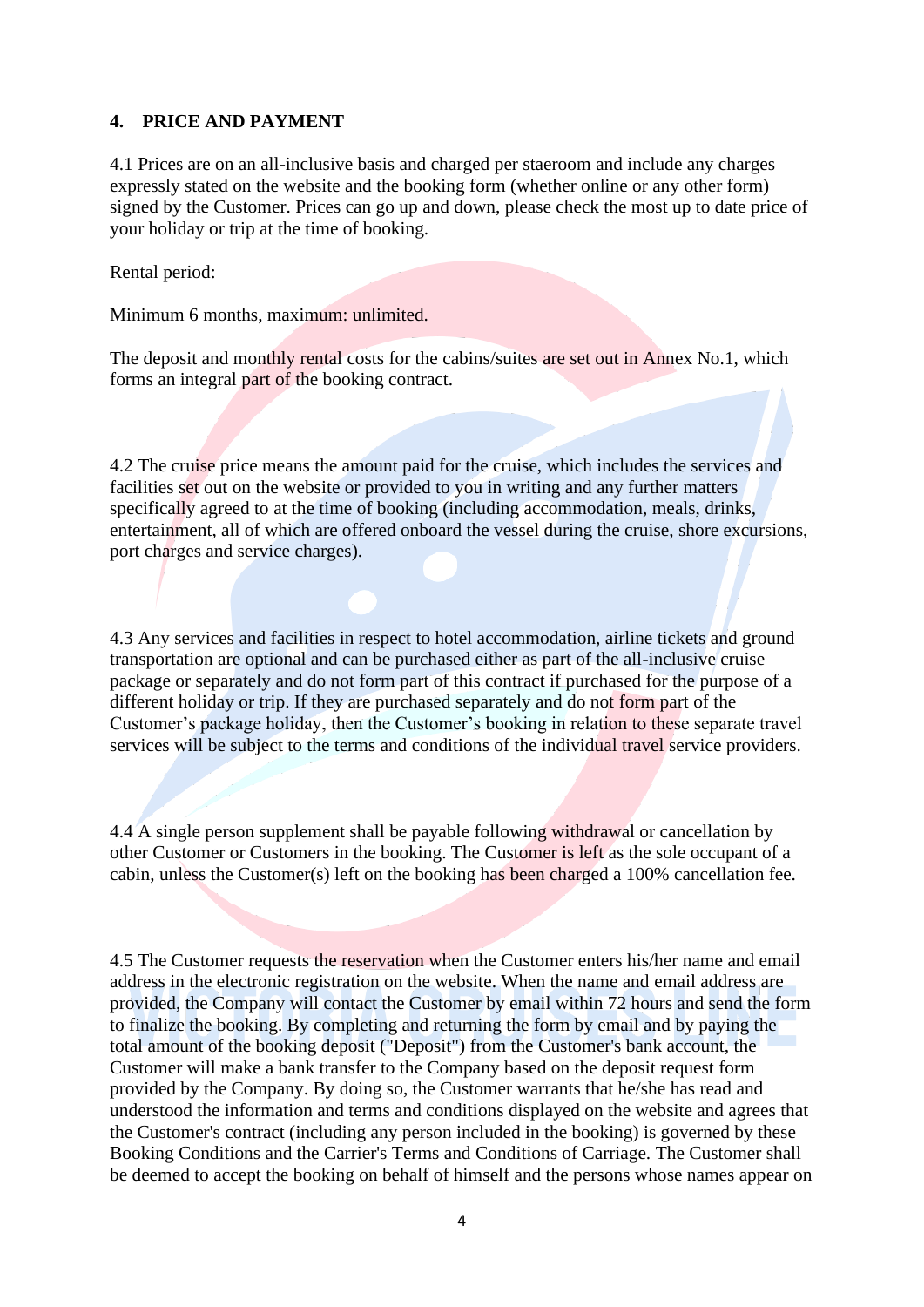## 4. PRICE AND PAYMENT

4.1 Prices are on an all-inclusive basis and charged per staeroom and include any charges expressly stated on the website and the booking form (whether online or any other form) signed by the Customer. Prices can go up and down, please check the most up to date price of your holiday or trip at the time of booking.

Rental period:

Minimum 6 months, maximum: unlimited.

The deposit and monthly rental costs for the cabins/suites are set out in Annex No.1, which forms an integral part of the booking contract.

4.2 The cruise price means the amount paid for the cruise, which includes the services and facilities set out on the website or provided to you in writing and any further matters specifically agreed to at the time of booking (including accommodation, meals, drinks, entertainment, all of which are offered onboard the vessel during the cruise, shore excursions, port charges and service charges).

4.3 Any services and facilities in respect to hotel accommodation, airline tickets and ground transportation are optional and can be purchased either as part of the all-inclusive cruise package or separately and do not form part of this contract if purchased for the purpose of a different holiday or trip. If they are purchased separately and do not form part of the Customer's package holiday, then the Customer's booking in relation to these separate travel services will be subject to the terms and conditions of the individual travel service providers.

4.4 A single person supplement shall be payable following withdrawal or cancellation by other Customer or Customers in the booking. The Customer is left as the sole occupant of a cabin, unless the Customer(s) left on the booking has been charged a 100% cancellation fee.

4.5 The Customer requests the reservation when the Customer enters his/her name and email address in the electronic registration on the website. When the name and email address are provided, the Company will contact the Customer by email within 72 hours and send the form to finalize the booking. By completing and returning the form by email and by paying the total amount of the booking deposit ("Deposit") from the Customer's bank account, the Customer will make a bank transfer to the Company based on the deposit request form provided by the Company. By doing so, the Customer warrants that he/she has read and understood the information and terms and conditions displayed on the website and agrees that the Customer's contract (including any person included in the booking) is governed by these Booking Conditions and the Carrier's Terms and Conditions of Carriage. The Customer shall be deemed to accept the booking on behalf of himself and the persons whose names appear on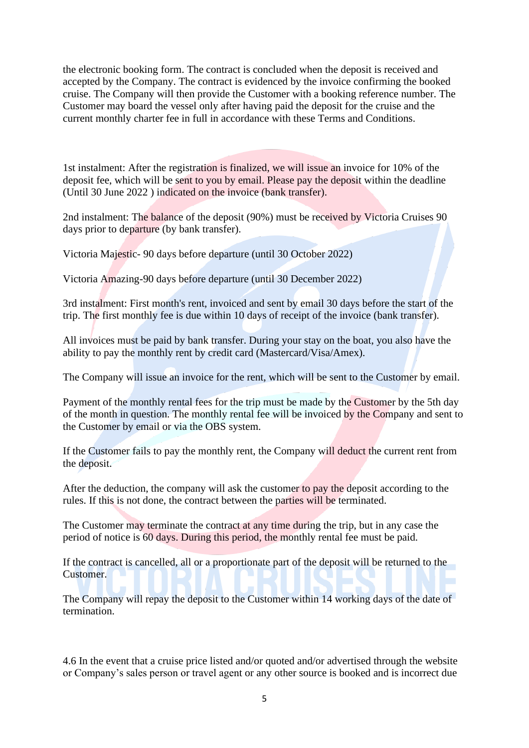the electronic booking form. The contract is concluded when the deposit is received and accepted by the Company. The contract is evidenced by the invoice confirming the booked cruise. The Company will then provide the Customer with a booking reference number. The Customer may board the vessel only after having paid the deposit for the cruise and the current monthly charter fee in full in accordance with these Terms and Conditions.

1st instalment: After the registration is finalized, we will issue an invoice for 10% of the deposit fee, which will be sent to you by email. Please pay the deposit within the deadline (Until 30 June 2022 ) indicated on the invoice (bank transfer).

2nd instalment: The balance of the deposit (90%) must be received by Victoria Cruises 90 days prior to departure (by bank transfer).

Victoria Majestic- 90 days before departure (until 30 October 2022)

Victoria Amazing-90 days before departure (until 30 December 2022)

3rd instalment: First month's rent, invoiced and sent by email 30 days before the start of the trip. The first monthly fee is due within 10 days of receipt of the invoice (bank transfer).

All invoices must be paid by bank transfer. During your stay on the boat, you also have the ability to pay the monthly rent by credit card (Mastercard/Visa/Amex).

The Company will issue an invoice for the rent, which will be sent to the Customer by email.

Payment of the monthly rental fees for the trip must be made by the Customer by the 5th day of the month in question. The monthly rental fee will be invoiced by the Company and sent to the Customer by email or via the OBS system.

If the Customer fails to pay the monthly rent, the Company will deduct the current rent from the deposit.

After the deduction, the company will ask the customer to pay the deposit according to the rules. If this is not done, the contract between the parties will be terminated.

The Customer may terminate the contract at any time during the trip, but in any case the period of notice is 60 days. During this period, the monthly rental fee must be paid.

If the contract is cancelled, all or a proportionate part of the deposit will be returned to the Customer.

The Company will repay the deposit to the Customer within 14 working days of the date of termination.

4.6 In the event that a cruise price listed and/or quoted and/or advertised through the website or Company's sales person or travel agent or any other source is booked and is incorrect due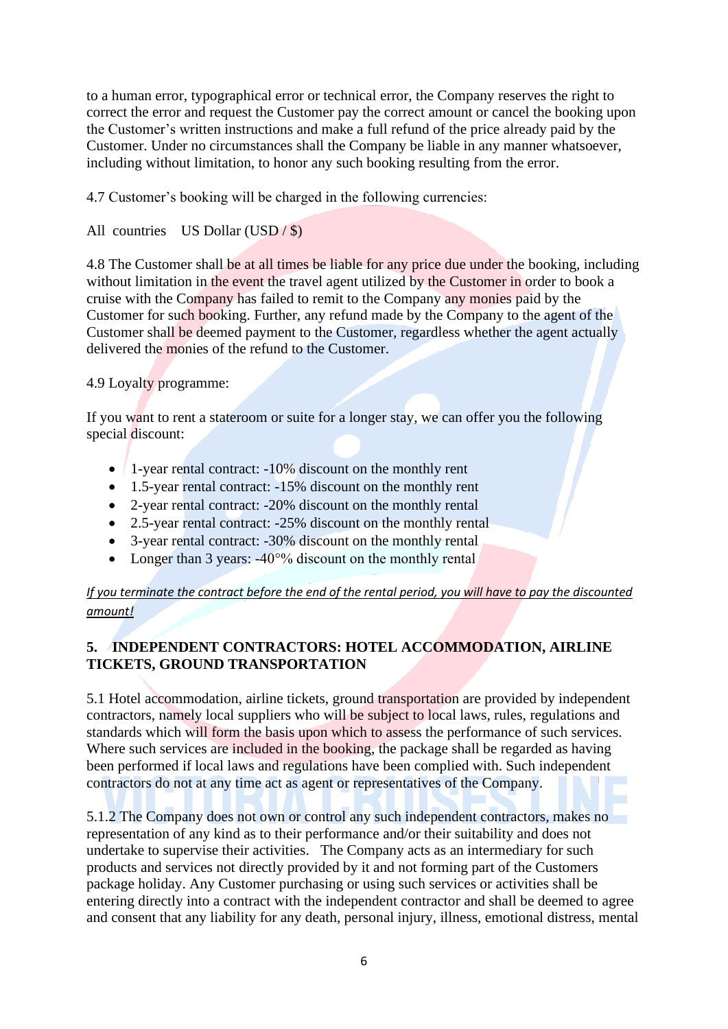to a human error, typographical error or technical error, the Company reserves the right to correct the error and request the Customer pay the correct amount or cancel the booking upon the Customer's written instructions and make a full refund of the price already paid by the Customer. Under no circumstances shall the Company be liable in any manner whatsoever, including without limitation, to honor any such booking resulting from the error.

4.7 Customer's booking will be charged in the following currencies:

All countries US Dollar (USD / $)

4.8 The Customer shall be at all times be liable for any price due under the booking, including without limitation in the event the travel agent utilized by the Customer in order to book a cruise with the Company has failed to remit to the Company any monies paid by the Customer for such booking. Further, any refund made by the Company to the agent of the Customer shall be deemed payment to the Customer, regardless whether the agent actually delivered the monies of the refund to the Customer.

4.9 Loyalty programme:

If you want to rent a stateroom or suite for a longer stay, we can offer you the following special discount:

- 1-year rental contract: -10% discount on the monthly rent
- 1.5-year rental contract: -15% discount on the monthly rent
- 2-year rental contract: -20% discount on the monthly rental
- 2.5-year rental contract: -25% discount on the monthly rental
- 3-year rental contract: -30% discount on the monthly rental
- Longer than 3 years: -40°% discount on the monthly rental

*If you terminate the contract before the end of the rental period, you will have to pay the discounted amount!*

## 5. INDEPENDENT CONTRACTORS: HOTEL ACCOMMODATION, AIRLINE TICKETS, GROUND TRANSPORTATION

5.1 Hotel accommodation, airline tickets, ground transportation are provided by independent contractors, namely local suppliers who will be subject to local laws, rules, regulations and standards which will form the basis upon which to assess the performance of such services. Where such services are included in the booking, the package shall be regarded as having been performed if local laws and regulations have been complied with. Such independent contractors do not at any time act as agent or representatives of the Company.

5.1.2 The Company does not own or control any such independent contractors, makes no representation of any kind as to their performance and/or their suitability and does not undertake to supervise their activities. The Company acts as an intermediary for such products and services not directly provided by it and not forming part of the Customers package holiday. Any Customer purchasing or using such services or activities shall be entering directly into a contract with the independent contractor and shall be deemed to agree and consent that any liability for any death, personal injury, illness, emotional distress, mental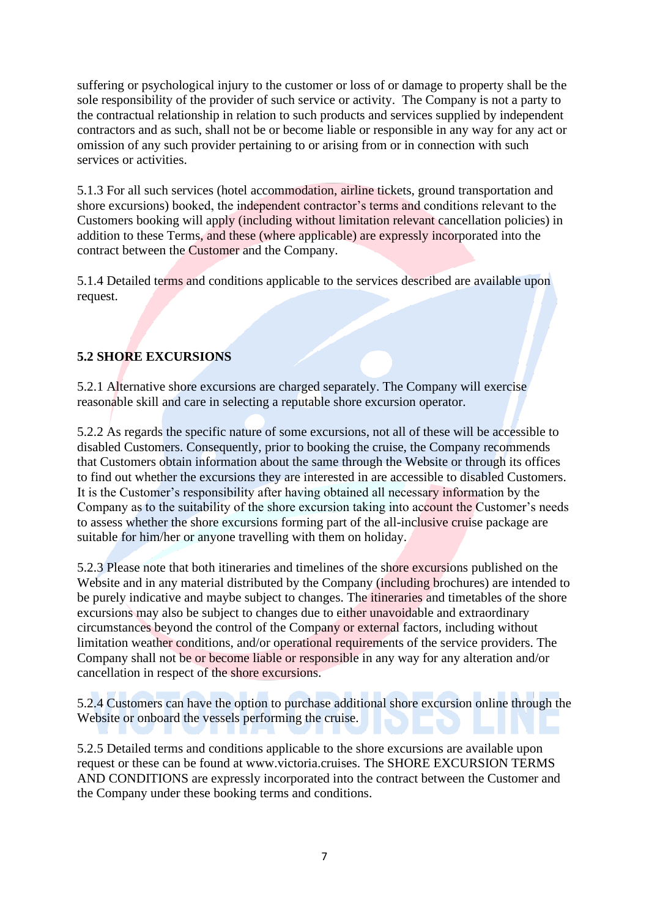suffering or psychological injury to the customer or loss of or damage to property shall be the sole responsibility of the provider of such service or activity. The Company is not a party to the contractual relationship in relation to such products and services supplied by independent contractors and as such, shall not be or become liable or responsible in any way for any act or omission of any such provider pertaining to or arising from or in connection with such services or activities.

5.1.3 For all such services (hotel accommodation, airline tickets, ground transportation and shore excursions) booked, the independent contractor's terms and conditions relevant to the Customers booking will apply (including without limitation relevant cancellation policies) in addition to these Terms, and these (where applicable) are expressly incorporated into the contract between the Customer and the Company.

5.1.4 Detailed terms and conditions applicable to the services described are available upon request.

**5.2 SHORE EXCURSIONS**

5.2.1 Alternative shore excursions are charged separately. The Company will exercise reasonable skill and care in selecting a reputable shore excursion operator.

5.2.2 As regards the specific nature of some excursions, not all of these will be accessible to disabled Customers. Consequently, prior to booking the cruise, the Company recommends that Customers obtain information about the same through the Website or through its offices to find out whether the excursions they are interested in are accessible to disabled Customers. It is the Customer's responsibility after having obtained all necessary information by the Company as to the suitability of the shore excursion taking into account the Customer's needs to assess whether the shore excursions forming part of the all-inclusive cruise package are suitable for him/her or anyone travelling with them on holiday.

5.2.3 Please note that both itineraries and timelines of the shore excursions published on the Website and in any material distributed by the Company (including brochures) are intended to be purely indicative and maybe subject to changes. The itineraries and timetables of the shore excursions may also be subject to changes due to either unavoidable and extraordinary circumstances beyond the control of the Company or external factors, including without limitation weather conditions, and/or operational requirements of the service providers. The Company shall not be or become liable or responsible in any way for any alteration and/or cancellation in respect of the shore excursions.

5.2.4 Customers can have the option to purchase additional shore excursion online through the Website or onboard the vessels performing the cruise.

5.2.5 Detailed terms and conditions applicable to the shore excursions are available upon request or these can be found at www.victoria.cruises. The SHORE EXCURSION TERMS AND CONDITIONS are expressly incorporated into the contract between the Customer and the Company under these booking terms and conditions.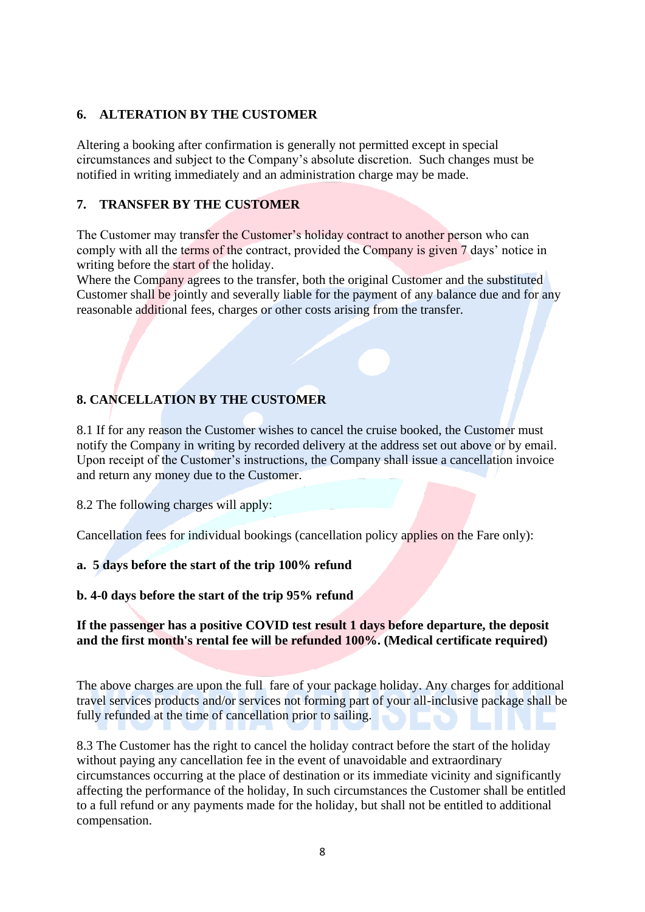## 6. ALTERATION BY THE CUSTOMER

Altering a booking after confirmation is generally not permitted except in special circumstances and subject to the Company's absolute discretion. Such changes must be notified in writing immediately and an administration charge may be made.

## 7. TRANSFER BY THE CUSTOMER

The Customer may transfer the Customer's holiday contract to another person who can comply with all the terms of the contract, provided the Company is given 7 days' notice in writing before the start of the holiday.
Where the Company agrees to the transfer, both the original Customer and the substituted Customer shall be jointly and severally liable for the payment of any balance due and for any reasonable additional fees, charges or other costs arising from the transfer.

## 8. CANCELLATION BY THE CUSTOMER

8.1 If for any reason the Customer wishes to cancel the cruise booked, the Customer must notify the Company in writing by recorded delivery at the address set out above or by email. Upon receipt of the Customer's instructions, the Company shall issue a cancellation invoice and return any money due to the Customer.

8.2 The following charges will apply:

Cancellation fees for individual bookings (cancellation policy applies on the Fare only):

**a. 5 days before the start of the trip 100% refund**

**b. 4-0 days before the start of the trip 95% refund**

**If the passenger has a positive COVID test result 1 days before departure, the deposit and the first month's rental fee will be refunded 100%. (Medical certificate required)**

The above charges are upon the full fare of your package holiday. Any charges for additional travel services products and/or services not forming part of your all-inclusive package shall be fully refunded at the time of cancellation prior to sailing.

8.3 The Customer has the right to cancel the holiday contract before the start of the holiday without paying any cancellation fee in the event of unavoidable and extraordinary circumstances occurring at the place of destination or its immediate vicinity and significantly affecting the performance of the holiday, In such circumstances the Customer shall be entitled to a full refund or any payments made for the holiday, but shall not be entitled to additional compensation.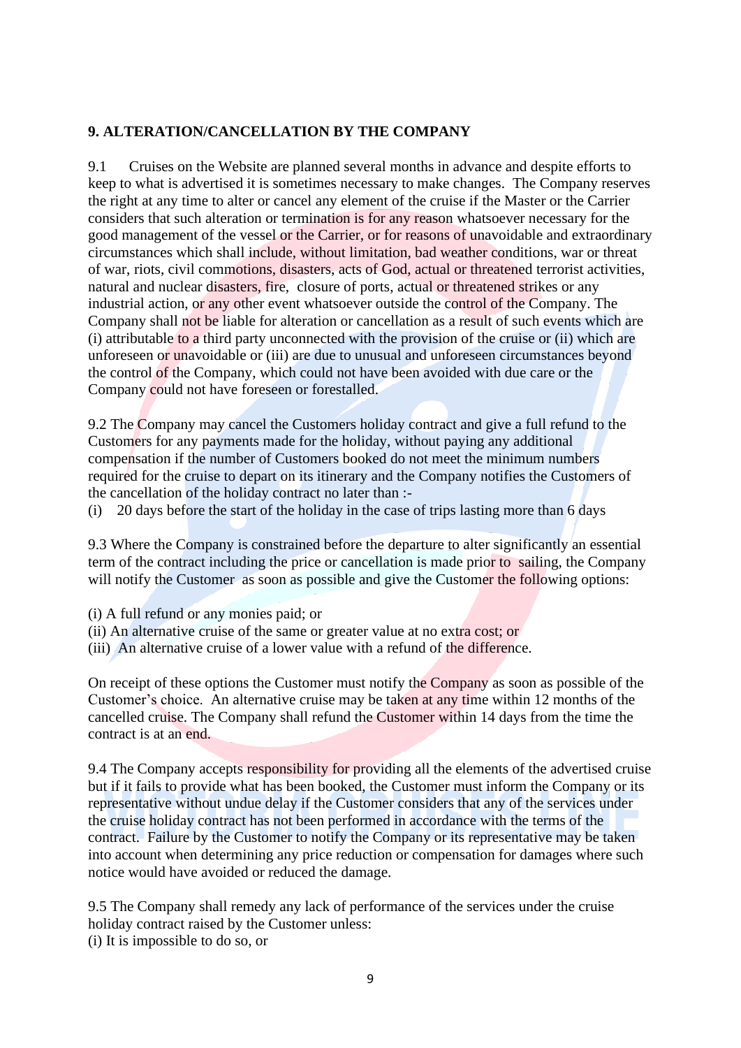## 9. ALTERATION/CANCELLATION BY THE COMPANY

9.1 Cruises on the Website are planned several months in advance and despite efforts to keep to what is advertised it is sometimes necessary to make changes. The Company reserves the right at any time to alter or cancel any element of the cruise if the Master or the Carrier considers that such alteration or termination is for any reason whatsoever necessary for the good management of the vessel or the Carrier, or for reasons of unavoidable and extraordinary circumstances which shall include, without limitation, bad weather conditions, war or threat of war, riots, civil commotions, disasters, acts of God, actual or threatened terrorist activities, natural and nuclear disasters, fire, closure of ports, actual or threatened strikes or any industrial action, or any other event whatsoever outside the control of the Company. The Company shall not be liable for alteration or cancellation as a result of such events which are (i) attributable to a third party unconnected with the provision of the cruise or (ii) which are unforeseen or unavoidable or (iii) are due to unusual and unforeseen circumstances beyond the control of the Company, which could not have been avoided with due care or the Company could not have foreseen or forestalled.

9.2 The Company may cancel the Customers holiday contract and give a full refund to the Customers for any payments made for the holiday, without paying any additional compensation if the number of Customers booked do not meet the minimum numbers required for the cruise to depart on its itinerary and the Company notifies the Customers of the cancellation of the holiday contract no later than :-

(i) 20 days before the start of the holiday in the case of trips lasting more than 6 days

9.3 Where the Company is constrained before the departure to alter significantly an essential term of the contract including the price or cancellation is made prior to sailing, the Company will notify the Customer as soon as possible and give the Customer the following options:

(i) A full refund or any monies paid; or
(ii) An alternative cruise of the same or greater value at no extra cost; or
(iii) An alternative cruise of a lower value with a refund of the difference.

On receipt of these options the Customer must notify the Company as soon as possible of the Customer's choice. An alternative cruise may be taken at any time within 12 months of the cancelled cruise. The Company shall refund the Customer within 14 days from the time the contract is at an end.

9.4 The Company accepts responsibility for providing all the elements of the advertised cruise but if it fails to provide what has been booked, the Customer must inform the Company or its representative without undue delay if the Customer considers that any of the services under the cruise holiday contract has not been performed in accordance with the terms of the contract. Failure by the Customer to notify the Company or its representative may be taken into account when determining any price reduction or compensation for damages where such notice would have avoided or reduced the damage.

9.5 The Company shall remedy any lack of performance of the services under the cruise holiday contract raised by the Customer unless:

(i) It is impossible to do so, or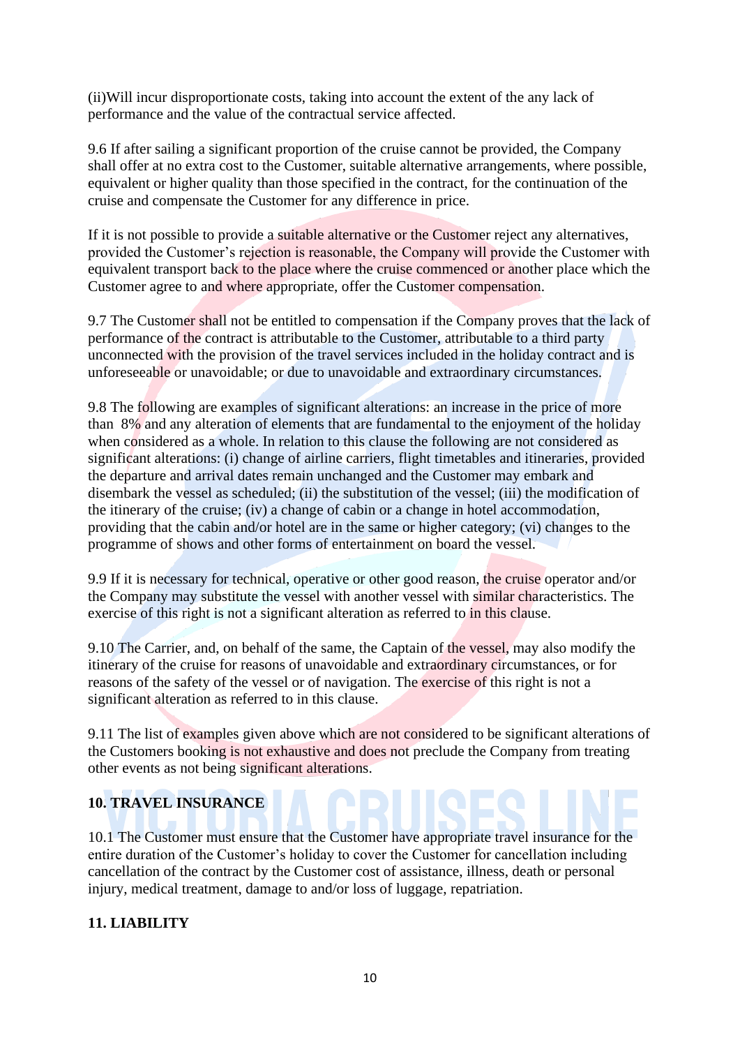(ii)Will incur disproportionate costs, taking into account the extent of the any lack of performance and the value of the contractual service affected.

9.6 If after sailing a significant proportion of the cruise cannot be provided, the Company shall offer at no extra cost to the Customer, suitable alternative arrangements, where possible, equivalent or higher quality than those specified in the contract, for the continuation of the cruise and compensate the Customer for any difference in price.

If it is not possible to provide a suitable alternative or the Customer reject any alternatives, provided the Customer's rejection is reasonable, the Company will provide the Customer with equivalent transport back to the place where the cruise commenced or another place which the Customer agree to and where appropriate, offer the Customer compensation.

9.7 The Customer shall not be entitled to compensation if the Company proves that the lack of performance of the contract is attributable to the Customer, attributable to a third party unconnected with the provision of the travel services included in the holiday contract and is unforeseeable or unavoidable; or due to unavoidable and extraordinary circumstances.

9.8 The following are examples of significant alterations: an increase in the price of more than 8% and any alteration of elements that are fundamental to the enjoyment of the holiday when considered as a whole. In relation to this clause the following are not considered as significant alterations: (i) change of airline carriers, flight timetables and itineraries, provided the departure and arrival dates remain unchanged and the Customer may embark and disembark the vessel as scheduled; (ii) the substitution of the vessel; (iii) the modification of the itinerary of the cruise; (iv) a change of cabin or a change in hotel accommodation, providing that the cabin and/or hotel are in the same or higher category; (vi) changes to the programme of shows and other forms of entertainment on board the vessel.

9.9 If it is necessary for technical, operative or other good reason, the cruise operator and/or the Company may substitute the vessel with another vessel with similar characteristics. The exercise of this right is not a significant alteration as referred to in this clause.

9.10 The Carrier, and, on behalf of the same, the Captain of the vessel, may also modify the itinerary of the cruise for reasons of unavoidable and extraordinary circumstances, or for reasons of the safety of the vessel or of navigation. The exercise of this right is not a significant alteration as referred to in this clause.

9.11 The list of examples given above which are not considered to be significant alterations of the Customers booking is not exhaustive and does not preclude the Company from treating other events as not being significant alterations.

## 10. TRAVEL INSURANCE

10.1 The Customer must ensure that the Customer have appropriate travel insurance for the entire duration of the Customer's holiday to cover the Customer for cancellation including cancellation of the contract by the Customer cost of assistance, illness, death or personal injury, medical treatment, damage to and/or loss of luggage, repatriation.

## 11. LIABILITY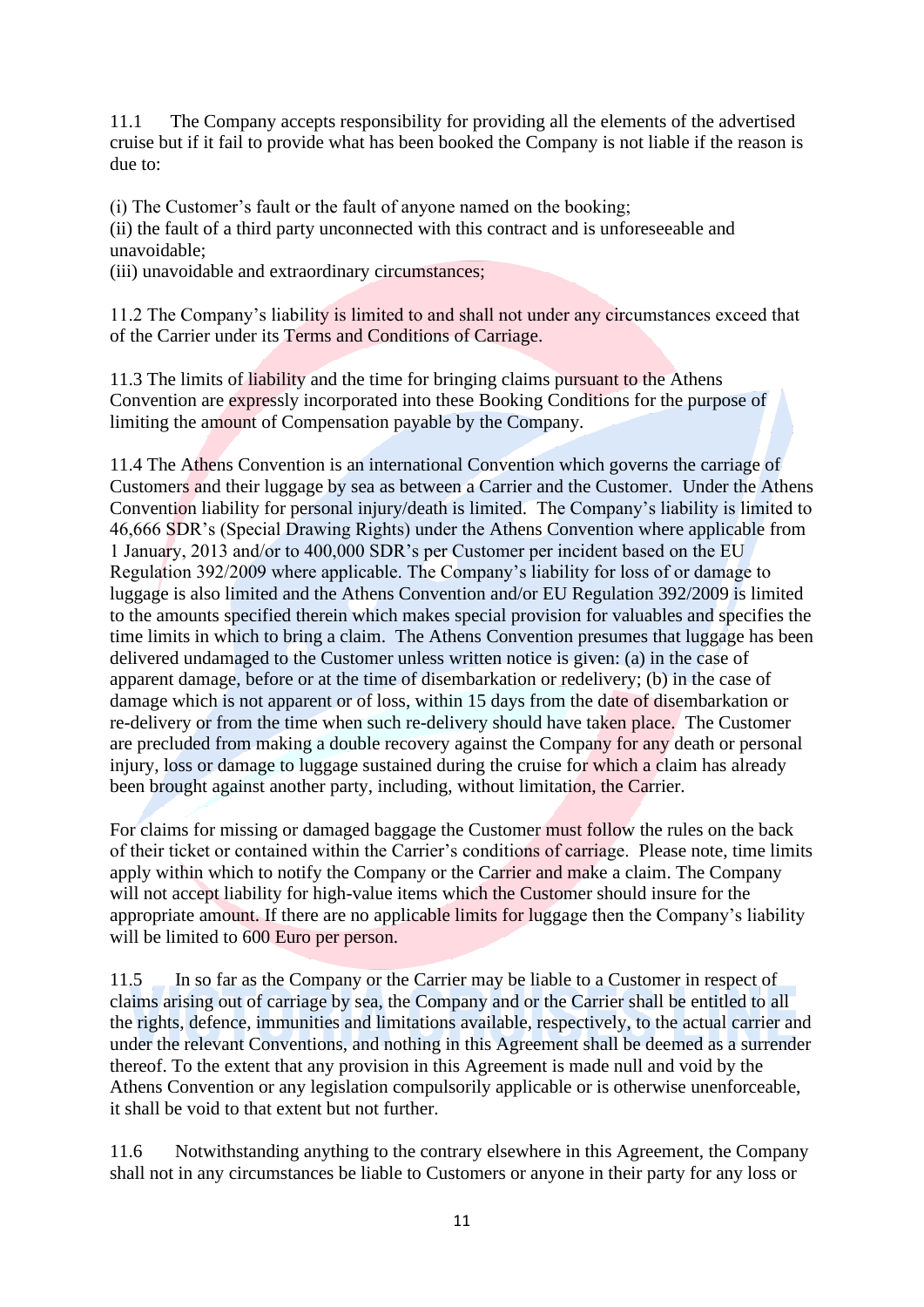11.1 The Company accepts responsibility for providing all the elements of the advertised cruise but if it fail to provide what has been booked the Company is not liable if the reason is due to:

(i) The Customer's fault or the fault of anyone named on the booking;
(ii) the fault of a third party unconnected with this contract and is unforeseeable and unavoidable;
(iii) unavoidable and extraordinary circumstances;

11.2 The Company's liability is limited to and shall not under any circumstances exceed that of the Carrier under its Terms and Conditions of Carriage.

11.3 The limits of liability and the time for bringing claims pursuant to the Athens Convention are expressly incorporated into these Booking Conditions for the purpose of limiting the amount of Compensation payable by the Company.

11.4 The Athens Convention is an international Convention which governs the carriage of Customers and their luggage by sea as between a Carrier and the Customer. Under the Athens Convention liability for personal injury/death is limited. The Company's liability is limited to 46,666 SDR's (Special Drawing Rights) under the Athens Convention where applicable from 1 January, 2013 and/or to 400,000 SDR's per Customer per incident based on the EU Regulation 392/2009 where applicable. The Company's liability for loss of or damage to luggage is also limited and the Athens Convention and/or EU Regulation 392/2009 is limited to the amounts specified therein which makes special provision for valuables and specifies the time limits in which to bring a claim. The Athens Convention presumes that luggage has been delivered undamaged to the Customer unless written notice is given: (a) in the case of apparent damage, before or at the time of disembarkation or redelivery; (b) in the case of damage which is not apparent or of loss, within 15 days from the date of disembarkation or re-delivery or from the time when such re-delivery should have taken place. The Customer are precluded from making a double recovery against the Company for any death or personal injury, loss or damage to luggage sustained during the cruise for which a claim has already been brought against another party, including, without limitation, the Carrier.

For claims for missing or damaged baggage the Customer must follow the rules on the back of their ticket or contained within the Carrier's conditions of carriage. Please note, time limits apply within which to notify the Company or the Carrier and make a claim. The Company will not accept liability for high-value items which the Customer should insure for the appropriate amount. If there are no applicable limits for luggage then the Company's liability will be limited to 600 Euro per person.

11.5 In so far as the Company or the Carrier may be liable to a Customer in respect of claims arising out of carriage by sea, the Company and or the Carrier shall be entitled to all the rights, defence, immunities and limitations available, respectively, to the actual carrier and under the relevant Conventions, and nothing in this Agreement shall be deemed as a surrender thereof. To the extent that any provision in this Agreement is made null and void by the Athens Convention or any legislation compulsorily applicable or is otherwise unenforceable, it shall be void to that extent but not further.

11.6 Notwithstanding anything to the contrary elsewhere in this Agreement, the Company shall not in any circumstances be liable to Customers or anyone in their party for any loss or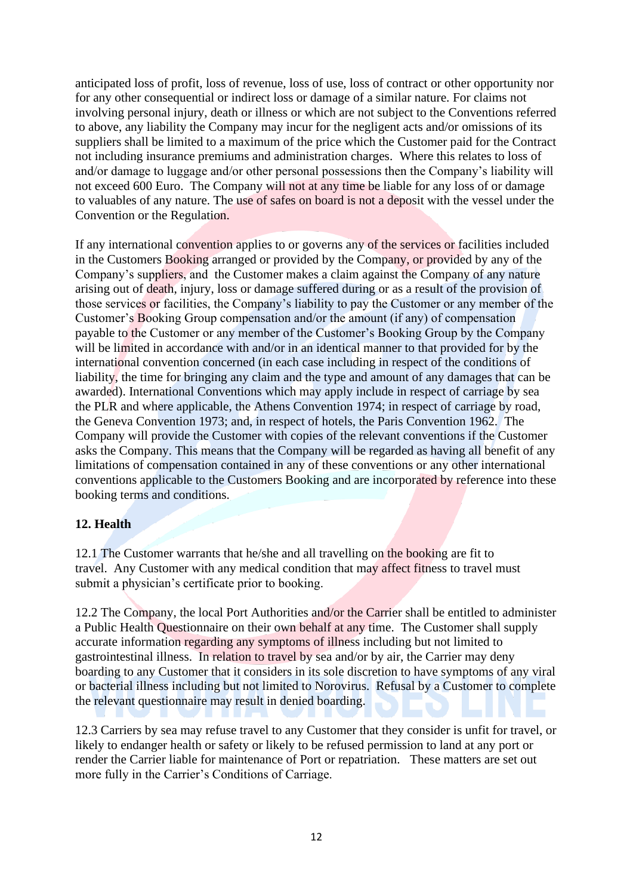anticipated loss of profit, loss of revenue, loss of use, loss of contract or other opportunity nor for any other consequential or indirect loss or damage of a similar nature. For claims not involving personal injury, death or illness or which are not subject to the Conventions referred to above, any liability the Company may incur for the negligent acts and/or omissions of its suppliers shall be limited to a maximum of the price which the Customer paid for the Contract not including insurance premiums and administration charges. Where this relates to loss of and/or damage to luggage and/or other personal possessions then the Company's liability will not exceed 600 Euro. The Company will not at any time be liable for any loss of or damage to valuables of any nature. The use of safes on board is not a deposit with the vessel under the Convention or the Regulation.

If any international convention applies to or governs any of the services or facilities included in the Customers Booking arranged or provided by the Company, or provided by any of the Company's suppliers, and the Customer makes a claim against the Company of any nature arising out of death, injury, loss or damage suffered during or as a result of the provision of those services or facilities, the Company's liability to pay the Customer or any member of the Customer's Booking Group compensation and/or the amount (if any) of compensation payable to the Customer or any member of the Customer's Booking Group by the Company will be limited in accordance with and/or in an identical manner to that provided for by the international convention concerned (in each case including in respect of the conditions of liability, the time for bringing any claim and the type and amount of any damages that can be awarded). International Conventions which may apply include in respect of carriage by sea the PLR and where applicable, the Athens Convention 1974; in respect of carriage by road, the Geneva Convention 1973; and, in respect of hotels, the Paris Convention 1962. The Company will provide the Customer with copies of the relevant conventions if the Customer asks the Company. This means that the Company will be regarded as having all benefit of any limitations of compensation contained in any of these conventions or any other international conventions applicable to the Customers Booking and are incorporated by reference into these booking terms and conditions.

**12. Health**

12.1 The Customer warrants that he/she and all travelling on the booking are fit to travel. Any Customer with any medical condition that may affect fitness to travel must submit a physician's certificate prior to booking.

12.2 The Company, the local Port Authorities and/or the Carrier shall be entitled to administer a Public Health Questionnaire on their own behalf at any time. The Customer shall supply accurate information regarding any symptoms of illness including but not limited to gastrointestinal illness. In relation to travel by sea and/or by air, the Carrier may deny boarding to any Customer that it considers in its sole discretion to have symptoms of any viral or bacterial illness including but not limited to Norovirus. Refusal by a Customer to complete the relevant questionnaire may result in denied boarding.

12.3 Carriers by sea may refuse travel to any Customer that they consider is unfit for travel, or likely to endanger health or safety or likely to be refused permission to land at any port or render the Carrier liable for maintenance of Port or repatriation. These matters are set out more fully in the Carrier's Conditions of Carriage.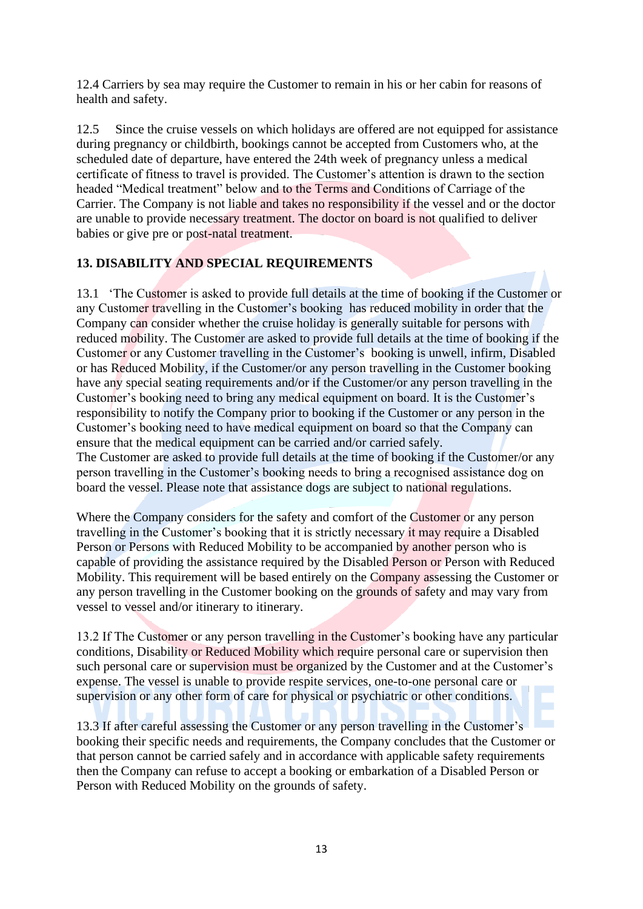12.4 Carriers by sea may require the Customer to remain in his or her cabin for reasons of health and safety.

12.5 Since the cruise vessels on which holidays are offered are not equipped for assistance during pregnancy or childbirth, bookings cannot be accepted from Customers who, at the scheduled date of departure, have entered the 24th week of pregnancy unless a medical certificate of fitness to travel is provided. The Customer's attention is drawn to the section headed "Medical treatment" below and to the Terms and Conditions of Carriage of the Carrier. The Company is not liable and takes no responsibility if the vessel and or the doctor are unable to provide necessary treatment. The doctor on board is not qualified to deliver babies or give pre or post-natal treatment.

## 13. DISABILITY AND SPECIAL REQUIREMENTS

13.1 'The Customer is asked to provide full details at the time of booking if the Customer or any Customer travelling in the Customer's booking has reduced mobility in order that the Company can consider whether the cruise holiday is generally suitable for persons with reduced mobility. The Customer are asked to provide full details at the time of booking if the Customer or any Customer travelling in the Customer's booking is unwell, infirm, Disabled or has Reduced Mobility, if the Customer/or any person travelling in the Customer booking have any special seating requirements and/or if the Customer/or any person travelling in the Customer's booking need to bring any medical equipment on board. It is the Customer's responsibility to notify the Company prior to booking if the Customer or any person in the Customer's booking need to have medical equipment on board so that the Company can ensure that the medical equipment can be carried and/or carried safely.
The Customer are asked to provide full details at the time of booking if the Customer/or any person travelling in the Customer's booking needs to bring a recognised assistance dog on board the vessel. Please note that assistance dogs are subject to national regulations.

Where the Company considers for the safety and comfort of the Customer or any person travelling in the Customer's booking that it is strictly necessary it may require a Disabled Person or Persons with Reduced Mobility to be accompanied by another person who is capable of providing the assistance required by the Disabled Person or Person with Reduced Mobility. This requirement will be based entirely on the Company assessing the Customer or any person travelling in the Customer booking on the grounds of safety and may vary from vessel to vessel and/or itinerary to itinerary.

13.2 If The Customer or any person travelling in the Customer's booking have any particular conditions, Disability or Reduced Mobility which require personal care or supervision then such personal care or supervision must be organized by the Customer and at the Customer's expense. The vessel is unable to provide respite services, one-to-one personal care or supervision or any other form of care for physical or psychiatric or other conditions.

13.3 If after careful assessing the Customer or any person travelling in the Customer's booking their specific needs and requirements, the Company concludes that the Customer or that person cannot be carried safely and in accordance with applicable safety requirements then the Company can refuse to accept a booking or embarkation of a Disabled Person or Person with Reduced Mobility on the grounds of safety.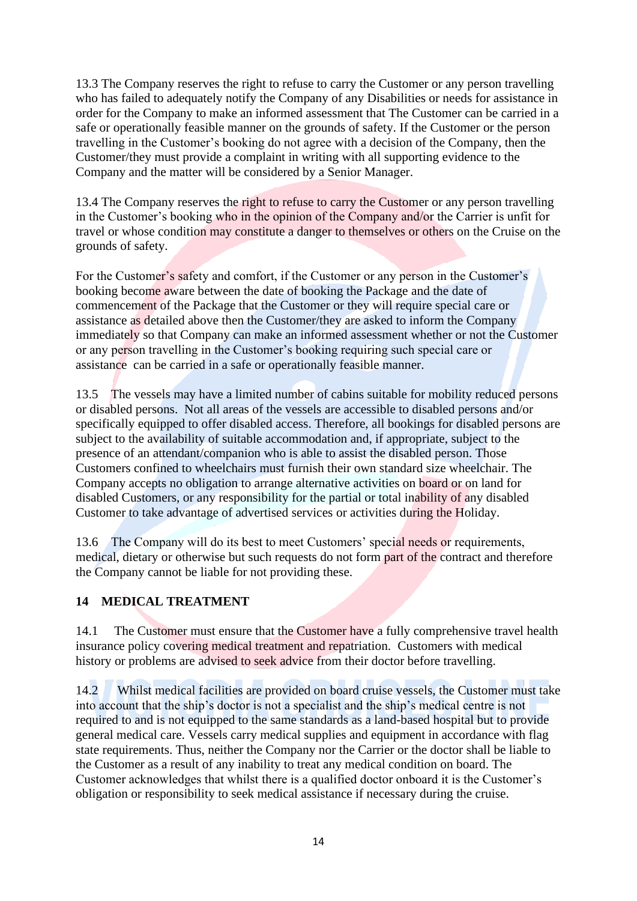13.3 The Company reserves the right to refuse to carry the Customer or any person travelling who has failed to adequately notify the Company of any Disabilities or needs for assistance in order for the Company to make an informed assessment that The Customer can be carried in a safe or operationally feasible manner on the grounds of safety. If the Customer or the person travelling in the Customer's booking do not agree with a decision of the Company, then the Customer/they must provide a complaint in writing with all supporting evidence to the Company and the matter will be considered by a Senior Manager.

13.4 The Company reserves the right to refuse to carry the Customer or any person travelling in the Customer's booking who in the opinion of the Company and/or the Carrier is unfit for travel or whose condition may constitute a danger to themselves or others on the Cruise on the grounds of safety.

For the Customer's safety and comfort, if the Customer or any person in the Customer's booking become aware between the date of booking the Package and the date of commencement of the Package that the Customer or they will require special care or assistance as detailed above then the Customer/they are asked to inform the Company immediately so that Company can make an informed assessment whether or not the Customer or any person travelling in the Customer's booking requiring such special care or assistance can be carried in a safe or operationally feasible manner.

13.5 The vessels may have a limited number of cabins suitable for mobility reduced persons or disabled persons. Not all areas of the vessels are accessible to disabled persons and/or specifically equipped to offer disabled access. Therefore, all bookings for disabled persons are subject to the availability of suitable accommodation and, if appropriate, subject to the presence of an attendant/companion who is able to assist the disabled person. Those Customers confined to wheelchairs must furnish their own standard size wheelchair. The Company accepts no obligation to arrange alternative activities on board or on land for disabled Customers, or any responsibility for the partial or total inability of any disabled Customer to take advantage of advertised services or activities during the Holiday.

13.6 The Company will do its best to meet Customers' special needs or requirements, medical, dietary or otherwise but such requests do not form part of the contract and therefore the Company cannot be liable for not providing these.

## 14 MEDICAL TREATMENT

14.1 The Customer must ensure that the Customer have a fully comprehensive travel health insurance policy covering medical treatment and repatriation. Customers with medical history or problems are advised to seek advice from their doctor before travelling.

14.2 Whilst medical facilities are provided on board cruise vessels, the Customer must take into account that the ship's doctor is not a specialist and the ship's medical centre is not required to and is not equipped to the same standards as a land-based hospital but to provide general medical care. Vessels carry medical supplies and equipment in accordance with flag state requirements. Thus, neither the Company nor the Carrier or the doctor shall be liable to the Customer as a result of any inability to treat any medical condition on board. The Customer acknowledges that whilst there is a qualified doctor onboard it is the Customer's obligation or responsibility to seek medical assistance if necessary during the cruise.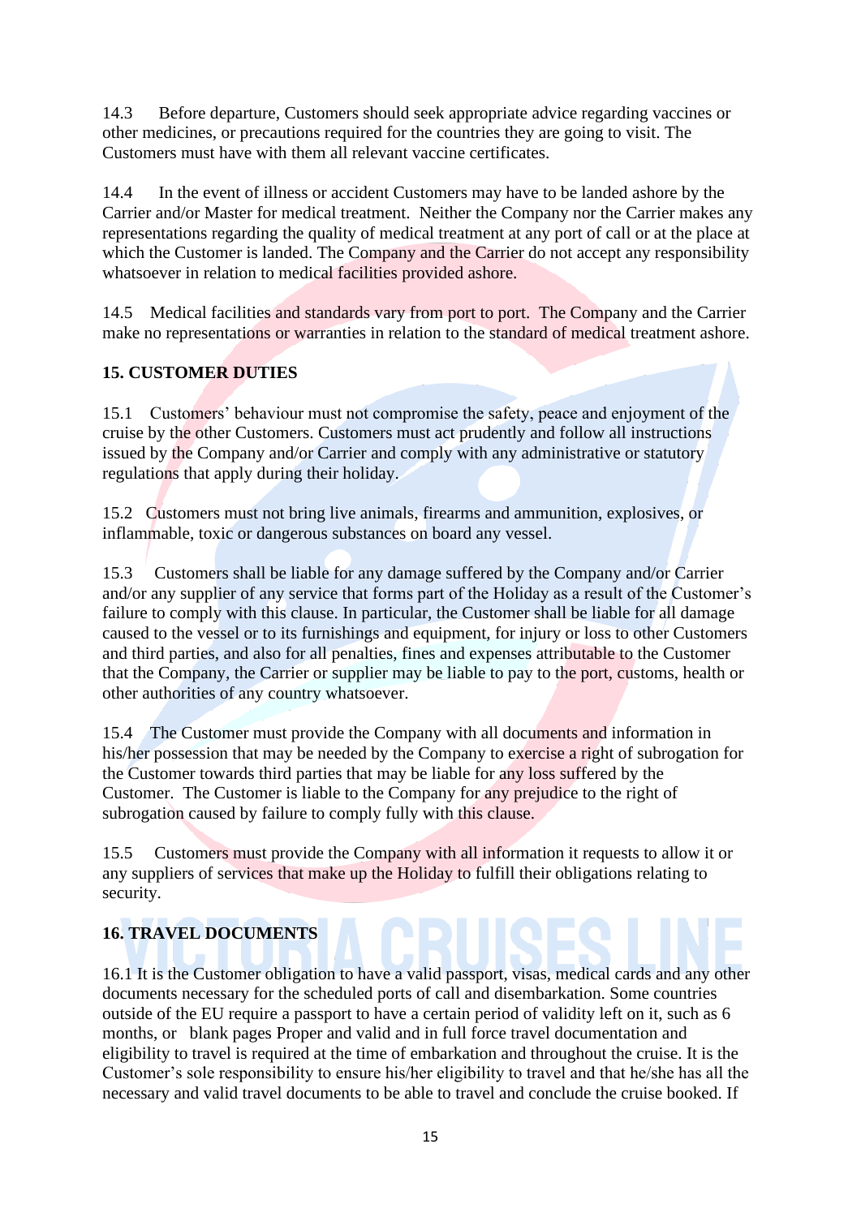14.3 Before departure, Customers should seek appropriate advice regarding vaccines or other medicines, or precautions required for the countries they are going to visit. The Customers must have with them all relevant vaccine certificates.

14.4 In the event of illness or accident Customers may have to be landed ashore by the Carrier and/or Master for medical treatment. Neither the Company nor the Carrier makes any representations regarding the quality of medical treatment at any port of call or at the place at which the Customer is landed. The Company and the Carrier do not accept any responsibility whatsoever in relation to medical facilities provided ashore.

14.5 Medical facilities and standards vary from port to port. The Company and the Carrier make no representations or warranties in relation to the standard of medical treatment ashore.

## 15. CUSTOMER DUTIES

15.1 Customers' behaviour must not compromise the safety, peace and enjoyment of the cruise by the other Customers. Customers must act prudently and follow all instructions issued by the Company and/or Carrier and comply with any administrative or statutory regulations that apply during their holiday.

15.2 Customers must not bring live animals, firearms and ammunition, explosives, or inflammable, toxic or dangerous substances on board any vessel.

15.3 Customers shall be liable for any damage suffered by the Company and/or Carrier and/or any supplier of any service that forms part of the Holiday as a result of the Customer's failure to comply with this clause. In particular, the Customer shall be liable for all damage caused to the vessel or to its furnishings and equipment, for injury or loss to other Customers and third parties, and also for all penalties, fines and expenses attributable to the Customer that the Company, the Carrier or supplier may be liable to pay to the port, customs, health or other authorities of any country whatsoever.

15.4 The Customer must provide the Company with all documents and information in his/her possession that may be needed by the Company to exercise a right of subrogation for the Customer towards third parties that may be liable for any loss suffered by the Customer. The Customer is liable to the Company for any prejudice to the right of subrogation caused by failure to comply fully with this clause.

15.5 Customers must provide the Company with all information it requests to allow it or any suppliers of services that make up the Holiday to fulfill their obligations relating to security.

## 16. TRAVEL DOCUMENTS

16.1 It is the Customer obligation to have a valid passport, visas, medical cards and any other documents necessary for the scheduled ports of call and disembarkation. Some countries outside of the EU require a passport to have a certain period of validity left on it, such as 6 months, or blank pages Proper and valid and in full force travel documentation and eligibility to travel is required at the time of embarkation and throughout the cruise. It is the Customer's sole responsibility to ensure his/her eligibility to travel and that he/she has all the necessary and valid travel documents to be able to travel and conclude the cruise booked. If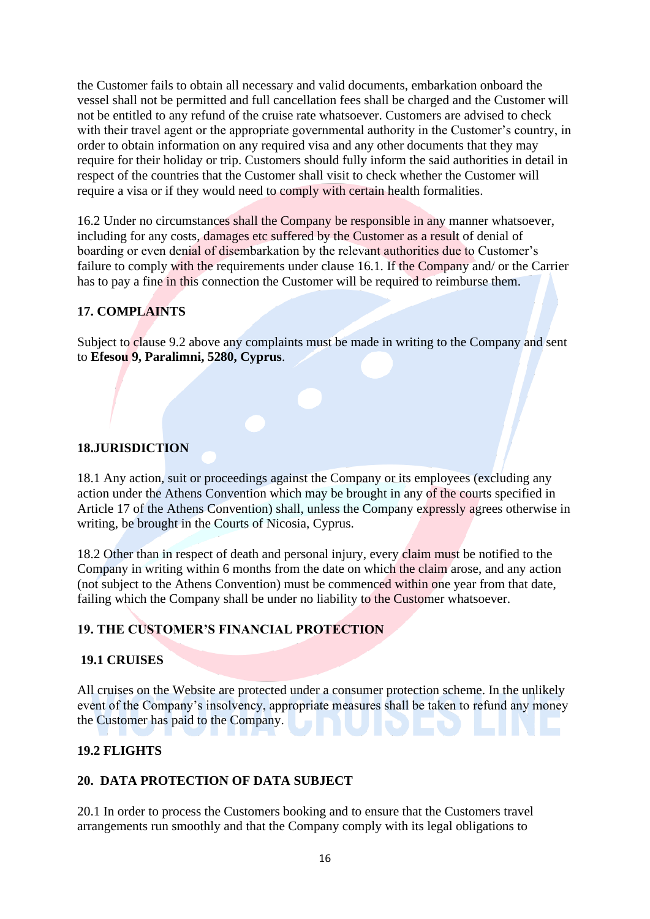the Customer fails to obtain all necessary and valid documents, embarkation onboard the vessel shall not be permitted and full cancellation fees shall be charged and the Customer will not be entitled to any refund of the cruise rate whatsoever. Customers are advised to check with their travel agent or the appropriate governmental authority in the Customer's country, in order to obtain information on any required visa and any other documents that they may require for their holiday or trip. Customers should fully inform the said authorities in detail in respect of the countries that the Customer shall visit to check whether the Customer will require a visa or if they would need to comply with certain health formalities.

16.2 Under no circumstances shall the Company be responsible in any manner whatsoever, including for any costs, damages etc suffered by the Customer as a result of denial of boarding or even denial of disembarkation by the relevant authorities due to Customer's failure to comply with the requirements under clause 16.1. If the Company and/ or the Carrier has to pay a fine in this connection the Customer will be required to reimburse them.

## 17. COMPLAINTS

Subject to clause 9.2 above any complaints must be made in writing to the Company and sent to **Efesou 9, Paralimni, 5280, Cyprus**.

## 18.JURISDICTION

18.1 Any action, suit or proceedings against the Company or its employees (excluding any action under the Athens Convention which may be brought in any of the courts specified in Article 17 of the Athens Convention) shall, unless the Company expressly agrees otherwise in writing, be brought in the Courts of Nicosia, Cyprus.

18.2 Other than in respect of death and personal injury, every claim must be notified to the Company in writing within 6 months from the date on which the claim arose, and any action (not subject to the Athens Convention) must be commenced within one year from that date, failing which the Company shall be under no liability to the Customer whatsoever.

## 19. THE CUSTOMER'S FINANCIAL PROTECTION

### 19.1 CRUISES

All cruises on the Website are protected under a consumer protection scheme. In the unlikely event of the Company's insolvency, appropriate measures shall be taken to refund any money the Customer has paid to the Company.

### 19.2 FLIGHTS

## 20. DATA PROTECTION OF DATA SUBJECT

20.1 In order to process the Customers booking and to ensure that the Customers travel arrangements run smoothly and that the Company comply with its legal obligations to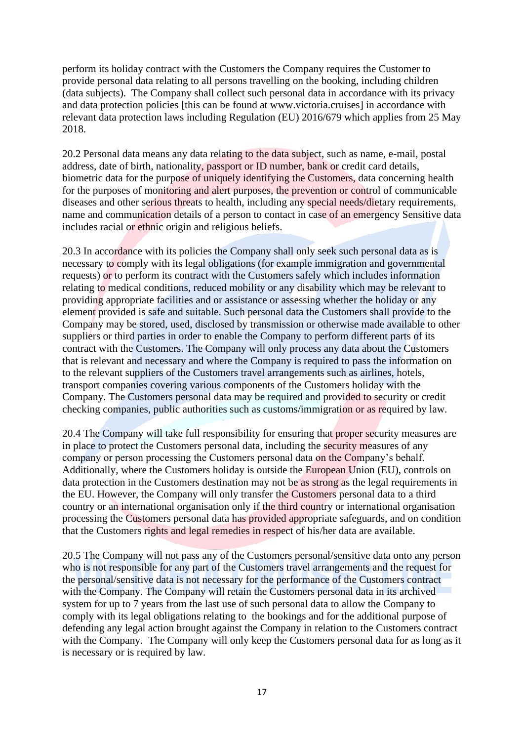perform its holiday contract with the Customers the Company requires the Customer to provide personal data relating to all persons travelling on the booking, including children (data subjects). The Company shall collect such personal data in accordance with its privacy and data protection policies [this can be found at www.victoria.cruises] in accordance with relevant data protection laws including Regulation (EU) 2016/679 which applies from 25 May 2018.

20.2 Personal data means any data relating to the data subject, such as name, e-mail, postal address, date of birth, nationality, passport or ID number, bank or credit card details, biometric data for the purpose of uniquely identifying the Customers, data concerning health for the purposes of monitoring and alert purposes, the prevention or control of communicable diseases and other serious threats to health, including any special needs/dietary requirements, name and communication details of a person to contact in case of an emergency Sensitive data includes racial or ethnic origin and religious beliefs.

20.3 In accordance with its policies the Company shall only seek such personal data as is necessary to comply with its legal obligations (for example immigration and governmental requests) or to perform its contract with the Customers safely which includes information relating to medical conditions, reduced mobility or any disability which may be relevant to providing appropriate facilities and or assistance or assessing whether the holiday or any element provided is safe and suitable. Such personal data the Customers shall provide to the Company may be stored, used, disclosed by transmission or otherwise made available to other suppliers or third parties in order to enable the Company to perform different parts of its contract with the Customers. The Company will only process any data about the Customers that is relevant and necessary and where the Company is required to pass the information on to the relevant suppliers of the Customers travel arrangements such as airlines, hotels, transport companies covering various components of the Customers holiday with the Company. The Customers personal data may be required and provided to security or credit checking companies, public authorities such as customs/immigration or as required by law.

20.4 The Company will take full responsibility for ensuring that proper security measures are in place to protect the Customers personal data, including the security measures of any company or person processing the Customers personal data on the Company's behalf. Additionally, where the Customers holiday is outside the European Union (EU), controls on data protection in the Customers destination may not be as strong as the legal requirements in the EU. However, the Company will only transfer the Customers personal data to a third country or an international organisation only if the third country or international organisation processing the Customers personal data has provided appropriate safeguards, and on condition that the Customers rights and legal remedies in respect of his/her data are available.

20.5 The Company will not pass any of the Customers personal/sensitive data onto any person who is not responsible for any part of the Customers travel arrangements and the request for the personal/sensitive data is not necessary for the performance of the Customers contract with the Company. The Company will retain the Customers personal data in its archived system for up to 7 years from the last use of such personal data to allow the Company to comply with its legal obligations relating to the bookings and for the additional purpose of defending any legal action brought against the Company in relation to the Customers contract with the Company. The Company will only keep the Customers personal data for as long as it is necessary or is required by law.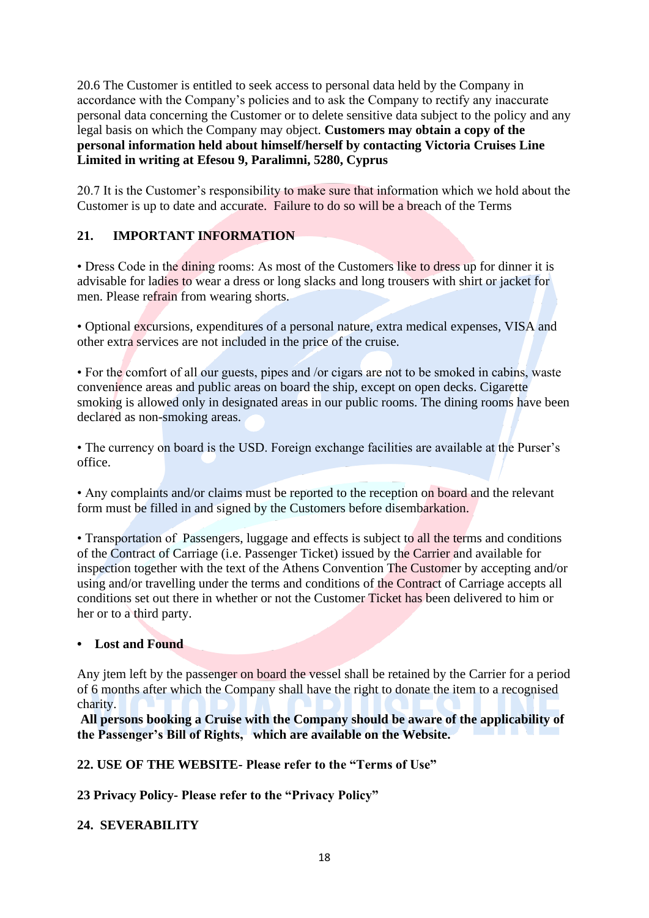20.6 The Customer is entitled to seek access to personal data held by the Company in accordance with the Company's policies and to ask the Company to rectify any inaccurate personal data concerning the Customer or to delete sensitive data subject to the policy and any legal basis on which the Company may object. **Customers may obtain a copy of the personal information held about himself/herself by contacting Victoria Cruises Line Limited in writing at Efesou 9, Paralimni, 5280, Cyprus**

20.7 It is the Customer's responsibility to make sure that information which we hold about the Customer is up to date and accurate. Failure to do so will be a breach of the Terms

## 21. IMPORTANT INFORMATION

• Dress Code in the dining rooms: As most of the Customers like to dress up for dinner it is advisable for ladies to wear a dress or long slacks and long trousers with shirt or jacket for men. Please refrain from wearing shorts.

• Optional excursions, expenditures of a personal nature, extra medical expenses, VISA and other extra services are not included in the price of the cruise.

• For the comfort of all our guests, pipes and /or cigars are not to be smoked in cabins, waste convenience areas and public areas on board the ship, except on open decks. Cigarette smoking is allowed only in designated areas in our public rooms. The dining rooms have been declared as non-smoking areas.

• The currency on board is the USD. Foreign exchange facilities are available at the Purser's office.

• Any complaints and/or claims must be reported to the reception on board and the relevant form must be filled in and signed by the Customers before disembarkation.

• Transportation of Passengers, luggage and effects is subject to all the terms and conditions of the Contract of Carriage (i.e. Passenger Ticket) issued by the Carrier and available for inspection together with the text of the Athens Convention The Customer by accepting and/or using and/or travelling under the terms and conditions of the Contract of Carriage accepts all conditions set out there in whether or not the Customer Ticket has been delivered to him or her or to a third party.

- **Lost and Found**

Any jtem left by the passenger on board the vessel shall be retained by the Carrier for a period of 6 months after which the Company shall have the right to donate the item to a recognised charity.

**All persons booking a Cruise with the Company should be aware of the applicability of the Passenger's Bill of Rights, which are available on the Website.**

## 22. USE OF THE WEBSITE- Please refer to the "Terms of Use"

## 23 Privacy Policy- Please refer to the "Privacy Policy"

## 24. SEVERABILITY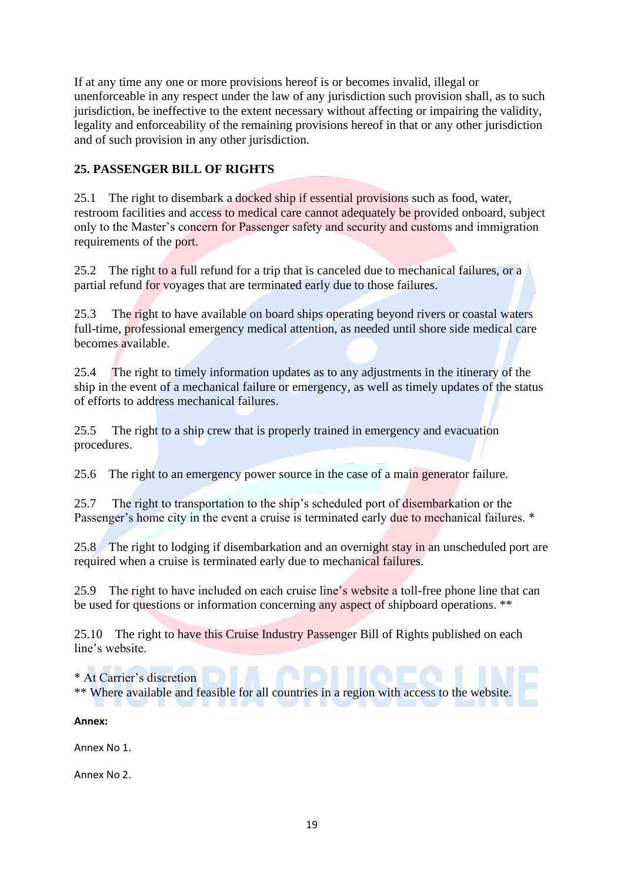If at any time any one or more provisions hereof is or becomes invalid, illegal or unenforceable in any respect under the law of any jurisdiction such provision shall, as to such jurisdiction, be ineffective to the extent necessary without affecting or impairing the validity, legality and enforceability of the remaining provisions hereof in that or any other jurisdiction and of such provision in any other jurisdiction.

## 25. PASSENGER BILL OF RIGHTS

25.1 The right to disembark a docked ship if essential provisions such as food, water, restroom facilities and access to medical care cannot adequately be provided onboard, subject only to the Master's concern for Passenger safety and security and customs and immigration requirements of the port.

25.2 The right to a full refund for a trip that is canceled due to mechanical failures, or a partial refund for voyages that are terminated early due to those failures.

25.3 The right to have available on board ships operating beyond rivers or coastal waters full-time, professional emergency medical attention, as needed until shore side medical care becomes available.

25.4 The right to timely information updates as to any adjustments in the itinerary of the ship in the event of a mechanical failure or emergency, as well as timely updates of the status of efforts to address mechanical failures.

25.5 The right to a ship crew that is properly trained in emergency and evacuation procedures.

25.6 The right to an emergency power source in the case of a main generator failure.

25.7 The right to transportation to the ship's scheduled port of disembarkation or the Passenger's home city in the event a cruise is terminated early due to mechanical failures. *

25.8 The right to lodging if disembarkation and an overnight stay in an unscheduled port are required when a cruise is terminated early due to mechanical failures.

25.9 The right to have included on each cruise line's website a toll-free phone line that can be used for questions or information concerning any aspect of shipboard operations. **

25.10 The right to have this Cruise Industry Passenger Bill of Rights published on each line's website.

* At Carrier's discretion
** Where available and feasible for all countries in a region with access to the website.

**Annex:**

Annex No 1.

Annex No 2.